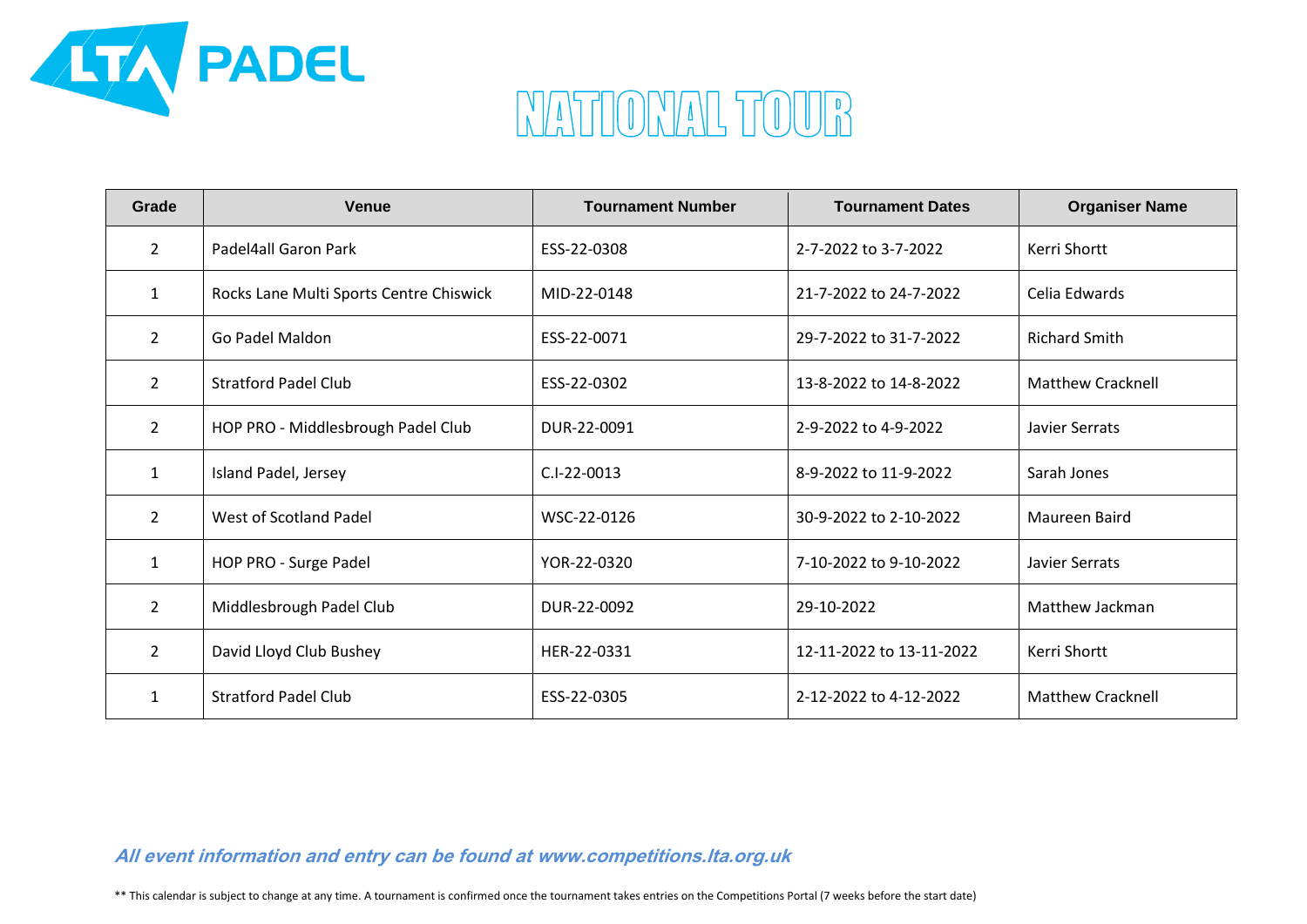# LTA PADEL

## NATIONAL TOUR

| Grade | Venue | Tournament Number | Tournament Dates | Organiser Name |
|---|---|---|---|---|
| 2 | Padel4all Garon Park | ESS-22-0308 | 2-7-2022 to 3-7-2022 | Kerri Shortt |
| 1 | Rocks Lane Multi Sports Centre Chiswick | MID-22-0148 | 21-7-2022 to 24-7-2022 | Celia Edwards |
| 2 | Go Padel Maldon | ESS-22-0071 | 29-7-2022 to 31-7-2022 | Richard Smith |
| 2 | Stratford Padel Club | ESS-22-0302 | 13-8-2022 to 14-8-2022 | Matthew Cracknell |
| 2 | HOP PRO - Middlesbrough Padel Club | DUR-22-0091 | 2-9-2022 to 4-9-2022 | Javier Serrats |
| 1 | Island Padel, Jersey | C.I-22-0013 | 8-9-2022 to 11-9-2022 | Sarah Jones |
| 2 | West of Scotland Padel | WSC-22-0126 | 30-9-2022 to 2-10-2022 | Maureen Baird |
| 1 | HOP PRO - Surge Padel | YOR-22-0320 | 7-10-2022 to 9-10-2022 | Javier Serrats |
| 2 | Middlesbrough Padel Club | DUR-22-0092 | 29-10-2022 | Matthew Jackman |
| 2 | David Lloyd Club Bushey | HER-22-0331 | 12-11-2022 to 13-11-2022 | Kerri Shortt |
| 1 | Stratford Padel Club | ESS-22-0305 | 2-12-2022 to 4-12-2022 | Matthew Cracknell |

***All event information and entry can be found at www.competitions.lta.org.uk***

** This calendar is subject to change at any time. A tournament is confirmed once the tournament takes entries on the Competitions Portal (7 weeks before the start date)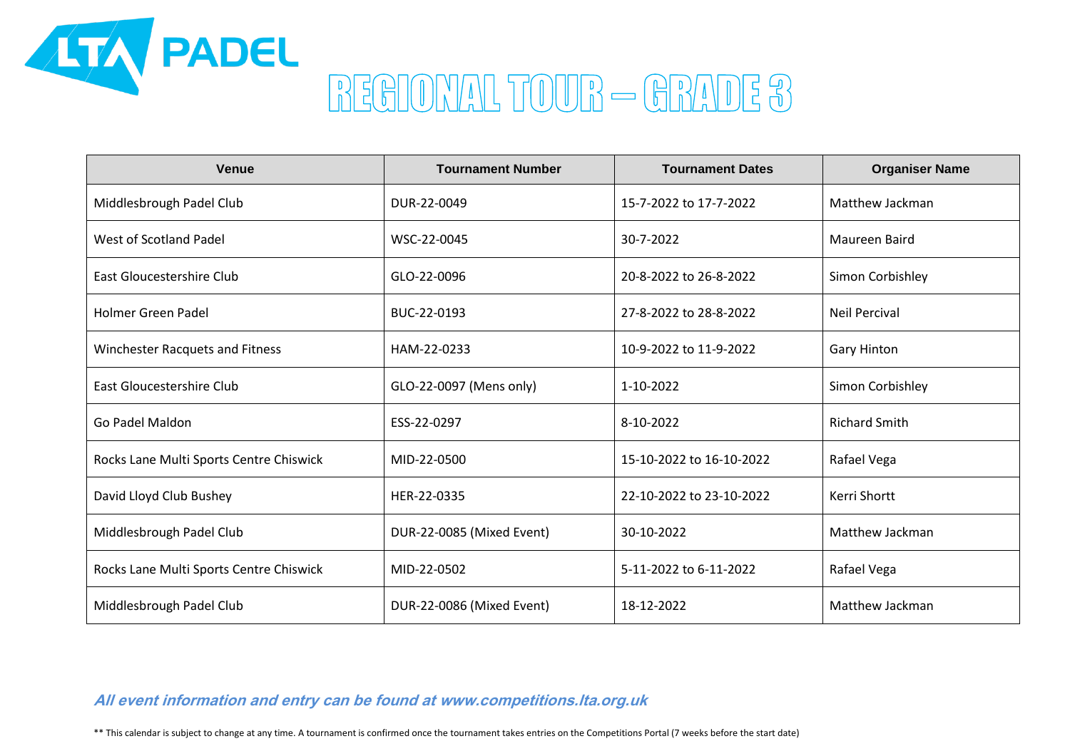LTA PADEL

# REGIONAL TOUR – GRADE 3

| Venue | Tournament Number | Tournament Dates | Organiser Name |
| --- | --- | --- | --- |
| Middlesbrough Padel Club | DUR-22-0049 | 15-7-2022 to 17-7-2022 | Matthew Jackman |
| West of Scotland Padel | WSC-22-0045 | 30-7-2022 | Maureen Baird |
| East Gloucestershire Club | GLO-22-0096 | 20-8-2022 to 26-8-2022 | Simon Corbishley |
| Holmer Green Padel | BUC-22-0193 | 27-8-2022 to 28-8-2022 | Neil Percival |
| Winchester Racquets and Fitness | HAM-22-0233 | 10-9-2022 to 11-9-2022 | Gary Hinton |
| East Gloucestershire Club | GLO-22-0097 (Mens only) | 1-10-2022 | Simon Corbishley |
| Go Padel Maldon | ESS-22-0297 | 8-10-2022 | Richard Smith |
| Rocks Lane Multi Sports Centre Chiswick | MID-22-0500 | 15-10-2022 to 16-10-2022 | Rafael Vega |
| David Lloyd Club Bushey | HER-22-0335 | 22-10-2022 to 23-10-2022 | Kerri Shortt |
| Middlesbrough Padel Club | DUR-22-0085 (Mixed Event) | 30-10-2022 | Matthew Jackman |
| Rocks Lane Multi Sports Centre Chiswick | MID-22-0502 | 5-11-2022 to 6-11-2022 | Rafael Vega |
| Middlesbrough Padel Club | DUR-22-0086 (Mixed Event) | 18-12-2022 | Matthew Jackman |

***All event information and entry can be found at www.competitions.lta.org.uk***

** This calendar is subject to change at any time. A tournament is confirmed once the tournament takes entries on the Competitions Portal (7 weeks before the start date)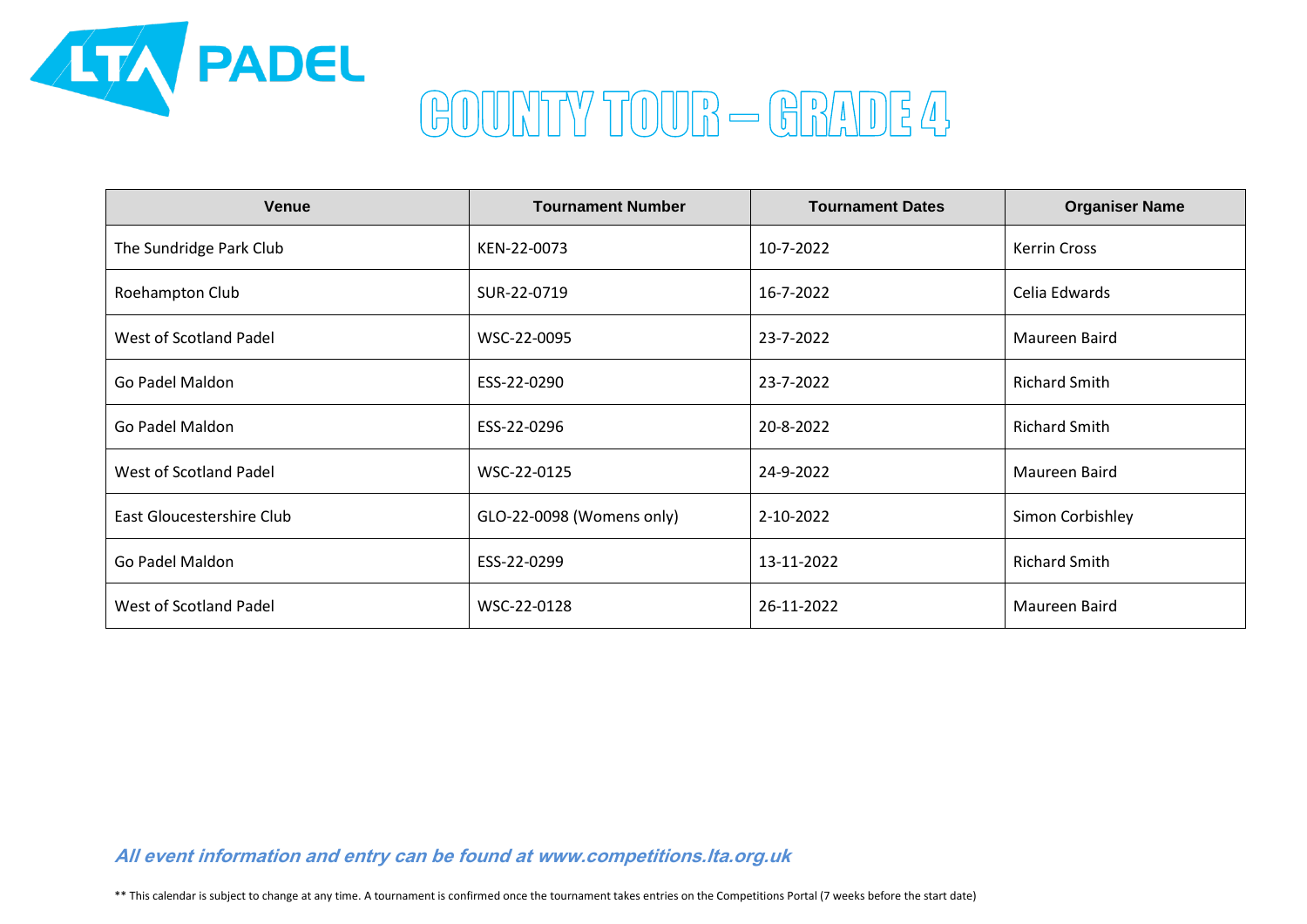LTA PADEL

# COUNTY TOUR – GRADE 4

| Venue | Tournament Number | Tournament Dates | Organiser Name |
|---|---|---|---|
| The Sundridge Park Club | KEN-22-0073 | 10-7-2022 | Kerrin Cross |
| Roehampton Club | SUR-22-0719 | 16-7-2022 | Celia Edwards |
| West of Scotland Padel | WSC-22-0095 | 23-7-2022 | Maureen Baird |
| Go Padel Maldon | ESS-22-0290 | 23-7-2022 | Richard Smith |
| Go Padel Maldon | ESS-22-0296 | 20-8-2022 | Richard Smith |
| West of Scotland Padel | WSC-22-0125 | 24-9-2022 | Maureen Baird |
| East Gloucestershire Club | GLO-22-0098 (Womens only) | 2-10-2022 | Simon Corbishley |
| Go Padel Maldon | ESS-22-0299 | 13-11-2022 | Richard Smith |
| West of Scotland Padel | WSC-22-0128 | 26-11-2022 | Maureen Baird |

***All event information and entry can be found at www.competitions.lta.org.uk***

** This calendar is subject to change at any time. A tournament is confirmed once the tournament takes entries on the Competitions Portal (7 weeks before the start date)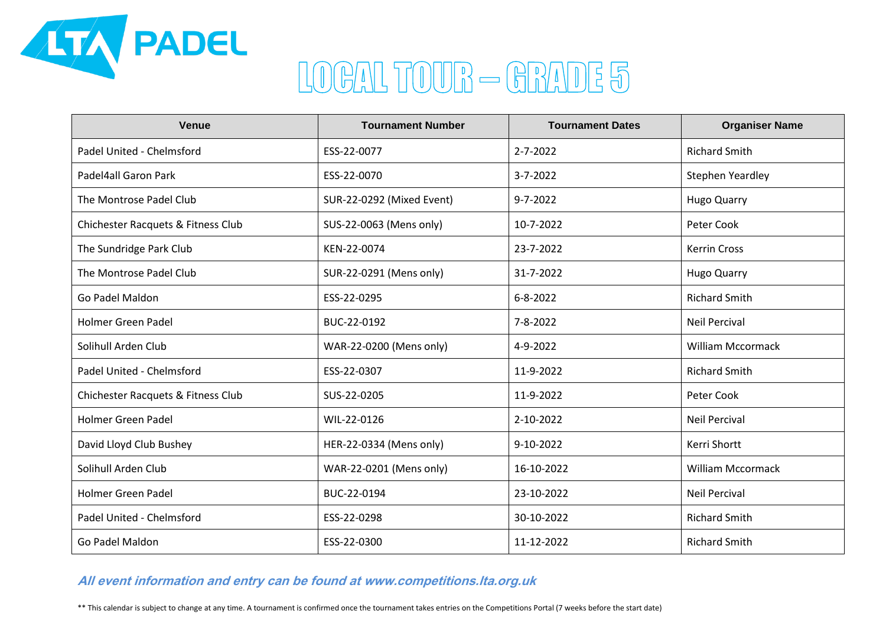# LTA PADEL

## LOCAL TOUR – GRADE 5

| Venue | Tournament Number | Tournament Dates | Organiser Name |
|---|---|---|---|
| Padel United - Chelmsford | ESS-22-0077 | 2-7-2022 | Richard Smith |
| Padel4all Garon Park | ESS-22-0070 | 3-7-2022 | Stephen Yeardley |
| The Montrose Padel Club | SUR-22-0292 (Mixed Event) | 9-7-2022 | Hugo Quarry |
| Chichester Racquets & Fitness Club | SUS-22-0063 (Mens only) | 10-7-2022 | Peter Cook |
| The Sundridge Park Club | KEN-22-0074 | 23-7-2022 | Kerrin Cross |
| The Montrose Padel Club | SUR-22-0291 (Mens only) | 31-7-2022 | Hugo Quarry |
| Go Padel Maldon | ESS-22-0295 | 6-8-2022 | Richard Smith |
| Holmer Green Padel | BUC-22-0192 | 7-8-2022 | Neil Percival |
| Solihull Arden Club | WAR-22-0200 (Mens only) | 4-9-2022 | William Mccormack |
| Padel United - Chelmsford | ESS-22-0307 | 11-9-2022 | Richard Smith |
| Chichester Racquets & Fitness Club | SUS-22-0205 | 11-9-2022 | Peter Cook |
| Holmer Green Padel | WIL-22-0126 | 2-10-2022 | Neil Percival |
| David Lloyd Club Bushey | HER-22-0334 (Mens only) | 9-10-2022 | Kerri Shortt |
| Solihull Arden Club | WAR-22-0201 (Mens only) | 16-10-2022 | William Mccormack |
| Holmer Green Padel | BUC-22-0194 | 23-10-2022 | Neil Percival |
| Padel United - Chelmsford | ESS-22-0298 | 30-10-2022 | Richard Smith |
| Go Padel Maldon | ESS-22-0300 | 11-12-2022 | Richard Smith |

***All event information and entry can be found at www.competitions.lta.org.uk***

** This calendar is subject to change at any time. A tournament is confirmed once the tournament takes entries on the Competitions Portal (7 weeks before the start date)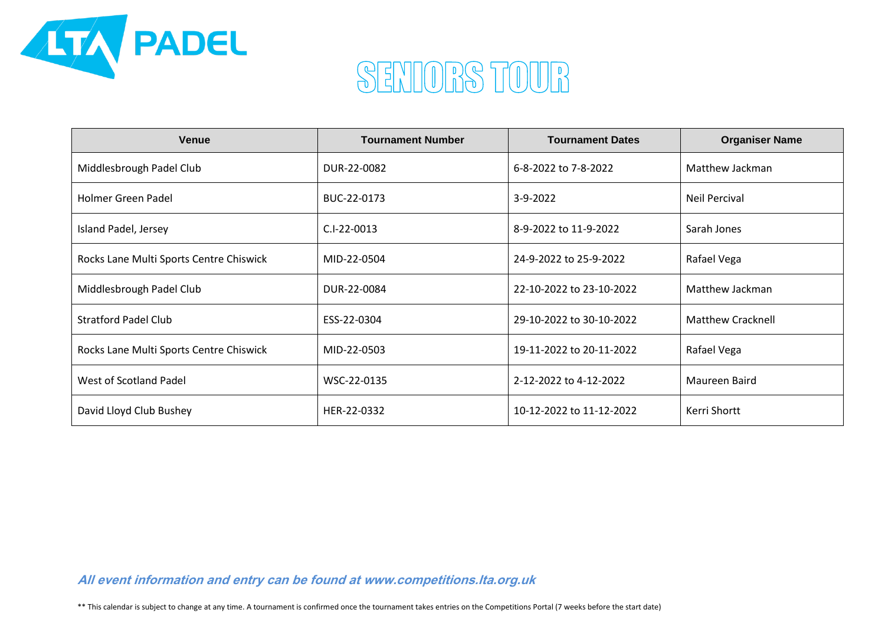# LTA PADEL

# SENIORS TOUR

| Venue | Tournament Number | Tournament Dates | Organiser Name |
|---|---|---|---|
| Middlesbrough Padel Club | DUR-22-0082 | 6-8-2022 to 7-8-2022 | Matthew Jackman |
| Holmer Green Padel | BUC-22-0173 | 3-9-2022 | Neil Percival |
| Island Padel, Jersey | C.I-22-0013 | 8-9-2022 to 11-9-2022 | Sarah Jones |
| Rocks Lane Multi Sports Centre Chiswick | MID-22-0504 | 24-9-2022 to 25-9-2022 | Rafael Vega |
| Middlesbrough Padel Club | DUR-22-0084 | 22-10-2022 to 23-10-2022 | Matthew Jackman |
| Stratford Padel Club | ESS-22-0304 | 29-10-2022 to 30-10-2022 | Matthew Cracknell |
| Rocks Lane Multi Sports Centre Chiswick | MID-22-0503 | 19-11-2022 to 20-11-2022 | Rafael Vega |
| West of Scotland Padel | WSC-22-0135 | 2-12-2022 to 4-12-2022 | Maureen Baird |
| David Lloyd Club Bushey | HER-22-0332 | 10-12-2022 to 11-12-2022 | Kerri Shortt |

***All event information and entry can be found at www.competitions.lta.org.uk***

** This calendar is subject to change at any time. A tournament is confirmed once the tournament takes entries on the Competitions Portal (7 weeks before the start date)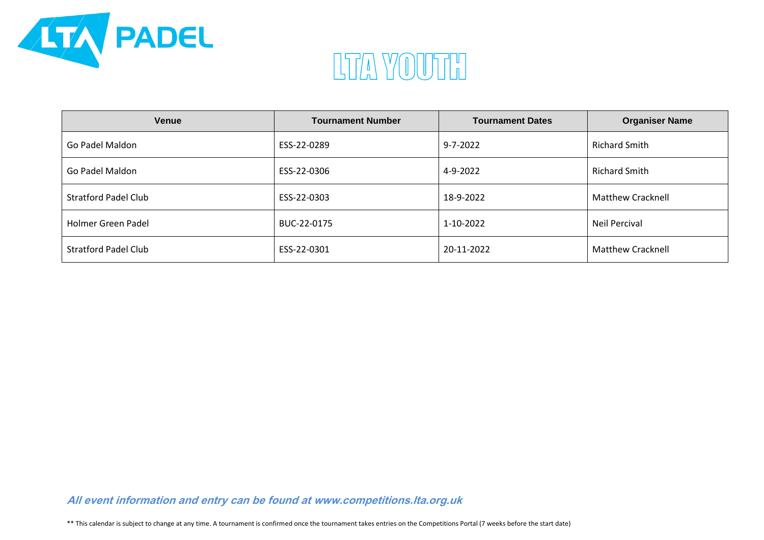LTA PADEL

# LTA YOUTH

| Venue | Tournament Number | Tournament Dates | Organiser Name |
|---|---|---|---|
| Go Padel Maldon | ESS-22-0289 | 9-7-2022 | Richard Smith |
| Go Padel Maldon | ESS-22-0306 | 4-9-2022 | Richard Smith |
| Stratford Padel Club | ESS-22-0303 | 18-9-2022 | Matthew Cracknell |
| Holmer Green Padel | BUC-22-0175 | 1-10-2022 | Neil Percival |
| Stratford Padel Club | ESS-22-0301 | 20-11-2022 | Matthew Cracknell |

***All event information and entry can be found at www.competitions.lta.org.uk***

** This calendar is subject to change at any time. A tournament is confirmed once the tournament takes entries on the Competitions Portal (7 weeks before the start date)